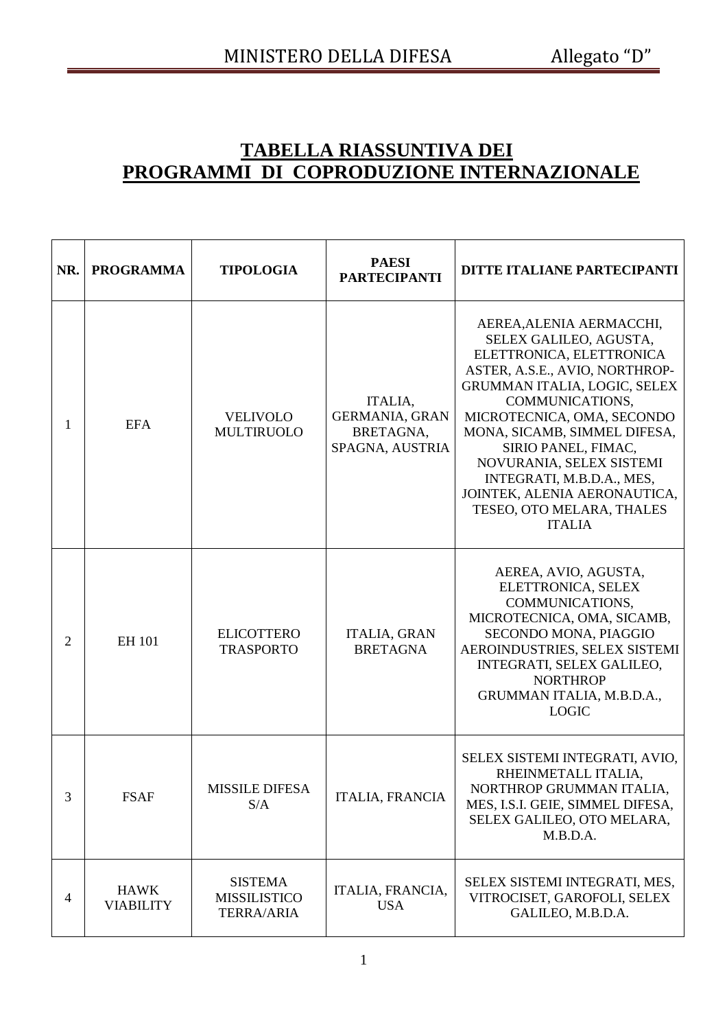# TABELLA RIASSUNTIVA DEI PROGRAMMI DI COPRODUZIONE INTERNAZIONALE

| NR. | PROGRAMMA | TIPOLOGIA | PAESI PARTECIPANTI | DITTE ITALIANE PARTECIPANTI |
|---|---|---|---|---|
| 1 | EFA | VELIVOLO MULTIRUOLO | ITALIA, GERMANIA, GRAN BRETAGNA, SPAGNA, AUSTRIA | AEREA,ALENIA AERMACCHI, SELEX GALILEO, AGUSTA, ELETTRONICA, ELETTRONICA ASTER, A.S.E., AVIO, NORTHROP-GRUMMAN ITALIA, LOGIC, SELEX COMMUNICATIONS, MICROTECNICA, OMA, SECONDO MONA, SICAMB, SIMMEL DIFESA, SIRIO PANEL, FIMAC, NOVURANIA, SELEX SISTEMI INTEGRATI, M.B.D.A., MES, JOINTEK, ALENIA AERONAUTICA, TESEO, OTO MELARA, THALES ITALIA |
| 2 | EH 101 | ELICOTTERO TRASPORTO | ITALIA, GRAN BRETAGNA | AEREA, AVIO, AGUSTA, ELETTRONICA, SELEX COMMUNICATIONS, MICROTECNICA, OMA, SICAMB, SECONDO MONA, PIAGGIO AEROINDUSTRIES, SELEX SISTEMI INTEGRATI, SELEX GALILEO, NORTHROP GRUMMAN ITALIA, M.B.D.A., LOGIC |
| 3 | FSAF | MISSILE DIFESA S/A | ITALIA, FRANCIA | SELEX SISTEMI INTEGRATI, AVIO, RHEINMETALL ITALIA, NORTHROP GRUMMAN ITALIA, MES, I.S.I. GEIE, SIMMEL DIFESA, SELEX GALILEO, OTO MELARA, M.B.D.A. |
| 4 | HAWK VIABILITY | SISTEMA MISSILISTICO TERRA/ARIA | ITALIA, FRANCIA, USA | SELEX SISTEMI INTEGRATI, MES, VITROCISET, GAROFOLI, SELEX GALILEO, M.B.D.A. |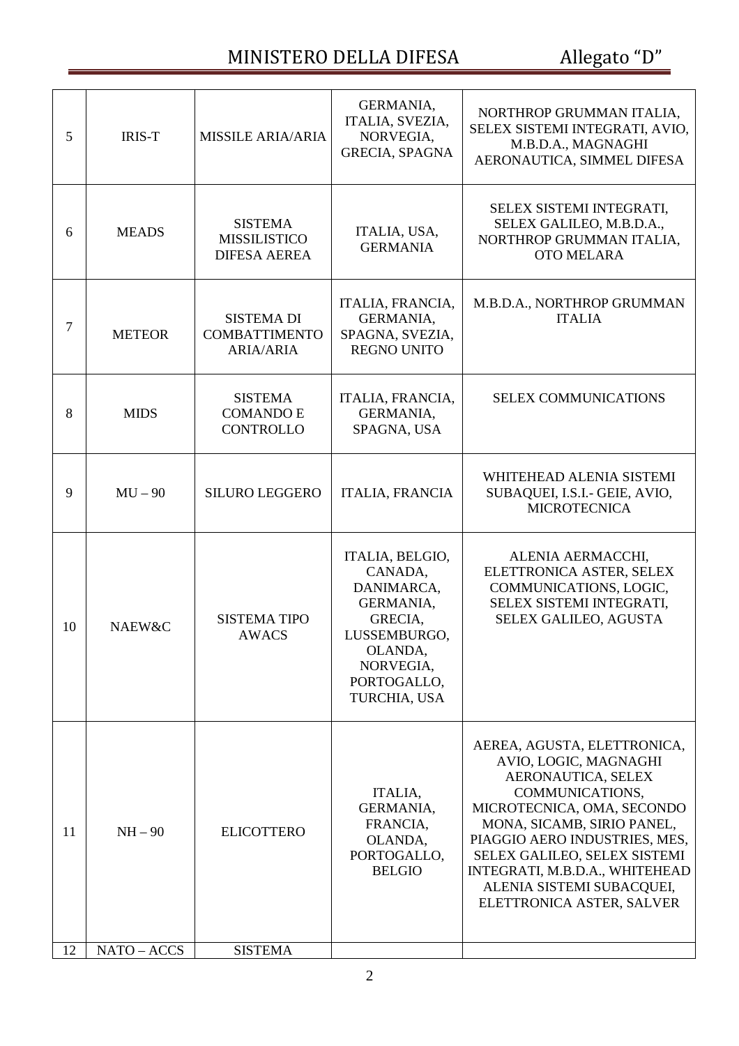| 5 | IRIS-T | MISSILE ARIA/ARIA | GERMANIA, ITALIA, SVEZIA, NORVEGIA, GRECIA, SPAGNA | NORTHROP GRUMMAN ITALIA, SELEX SISTEMI INTEGRATI, AVIO, M.B.D.A., MAGNAGHI AERONAUTICA, SIMMEL DIFESA |
|---|---|---|---|---|
| 6 | MEADS | SISTEMA MISSILISTICO DIFESA AEREA | ITALIA, USA, GERMANIA | SELEX SISTEMI INTEGRATI, SELEX GALILEO, M.B.D.A., NORTHROP GRUMMAN ITALIA, OTO MELARA |
| 7 | METEOR | SISTEMA DI COMBATTIMENTO ARIA/ARIA | ITALIA, FRANCIA, GERMANIA, SPAGNA, SVEZIA, REGNO UNITO | M.B.D.A., NORTHROP GRUMMAN ITALIA |
| 8 | MIDS | SISTEMA COMANDO E CONTROLLO | ITALIA, FRANCIA, GERMANIA, SPAGNA, USA | SELEX COMMUNICATIONS |
| 9 | MU – 90 | SILURO LEGGERO | ITALIA, FRANCIA | WHITEHEAD ALENIA SISTEMI SUBAQUEI, I.S.I.- GEIE, AVIO, MICROTECNICA |
| 10 | NAEW&C | SISTEMA TIPO AWACS | ITALIA, BELGIO, CANADA, DANIMARCA, GERMANIA, GRECIA, LUSSEMBURGO, OLANDA, NORVEGIA, PORTOGALLO, TURCHIA, USA | ALENIA AERMACCHI, ELETTRONICA ASTER, SELEX COMMUNICATIONS, LOGIC, SELEX SISTEMI INTEGRATI, SELEX GALILEO, AGUSTA |
| 11 | NH – 90 | ELICOTTERO | ITALIA, GERMANIA, FRANCIA, OLANDA, PORTOGALLO, BELGIO | AEREA, AGUSTA, ELETTRONICA, AVIO, LOGIC, MAGNAGHI AERONAUTICA, SELEX COMMUNICATIONS, MICROTECNICA, OMA, SECONDO MONA, SICAMB, SIRIO PANEL, PIAGGIO AERO INDUSTRIES, MES, SELEX GALILEO, SELEX SISTEMI INTEGRATI, M.B.D.A., WHITEHEAD ALENIA SISTEMI SUBACQUEI, ELETTRONICA ASTER, SALVER |
| 12 | NATO – ACCS | SISTEMA | | |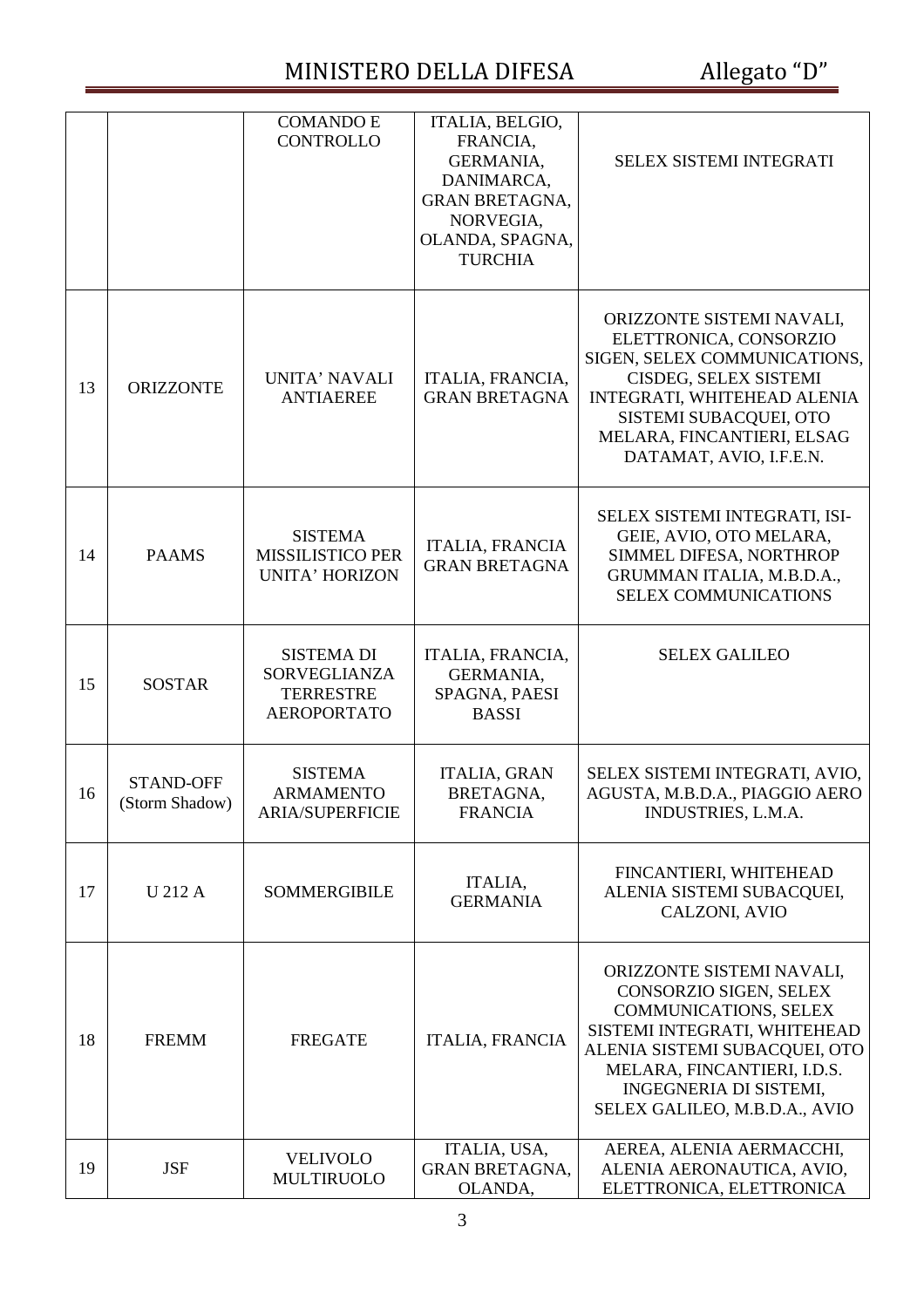| | | | | |
|---|---|---|---|---|
| | | COMANDO E CONTROLLO | ITALIA, BELGIO, FRANCIA, GERMANIA, DANIMARCA, GRAN BRETAGNA, NORVEGIA, OLANDA, SPAGNA, TURCHIA | SELEX SISTEMI INTEGRATI |
| 13 | ORIZZONTE | UNITA' NAVALI ANTIAEREE | ITALIA, FRANCIA, GRAN BRETAGNA | ORIZZONTE SISTEMI NAVALI, ELETTRONICA, CONSORZIO SIGEN, SELEX COMMUNICATIONS, CISDEG, SELEX SISTEMI INTEGRATI, WHITEHEAD ALENIA SISTEMI SUBACQUEI, OTO MELARA, FINCANTIERI, ELSAG DATAMAT, AVIO, I.F.E.N. |
| 14 | PAAMS | SISTEMA MISSILISTICO PER UNITA' HORIZON | ITALIA, FRANCIA GRAN BRETAGNA | SELEX SISTEMI INTEGRATI, ISI-GEIE, AVIO, OTO MELARA, SIMMEL DIFESA, NORTHROP GRUMMAN ITALIA, M.B.D.A., SELEX COMMUNICATIONS |
| 15 | SOSTAR | SISTEMA DI SORVEGLIANZA TERRESTRE AEROPORTATO | ITALIA, FRANCIA, GERMANIA, SPAGNA, PAESI BASSI | SELEX GALILEO |
| 16 | STAND-OFF (Storm Shadow) | SISTEMA ARMAMENTO ARIA/SUPERFICIE | ITALIA, GRAN BRETAGNA, FRANCIA | SELEX SISTEMI INTEGRATI, AVIO, AGUSTA, M.B.D.A., PIAGGIO AERO INDUSTRIES, L.M.A. |
| 17 | U 212 A | SOMMERGIBILE | ITALIA, GERMANIA | FINCANTIERI, WHITEHEAD ALENIA SISTEMI SUBACQUEI, CALZONI, AVIO |
| 18 | FREMM | FREGATE | ITALIA, FRANCIA | ORIZZONTE SISTEMI NAVALI, CONSORZIO SIGEN, SELEX COMMUNICATIONS, SELEX SISTEMI INTEGRATI, WHITEHEAD ALENIA SISTEMI SUBACQUEI, OTO MELARA, FINCANTIERI, I.D.S. INGEGNERIA DI SISTEMI, SELEX GALILEO, M.B.D.A., AVIO |
| 19 | JSF | VELIVOLO MULTIRUOLO | ITALIA, USA, GRAN BRETAGNA, OLANDA, | AEREA, ALENIA AERMACCHI, ALENIA AERONAUTICA, AVIO, ELETTRONICA, ELETTRONICA |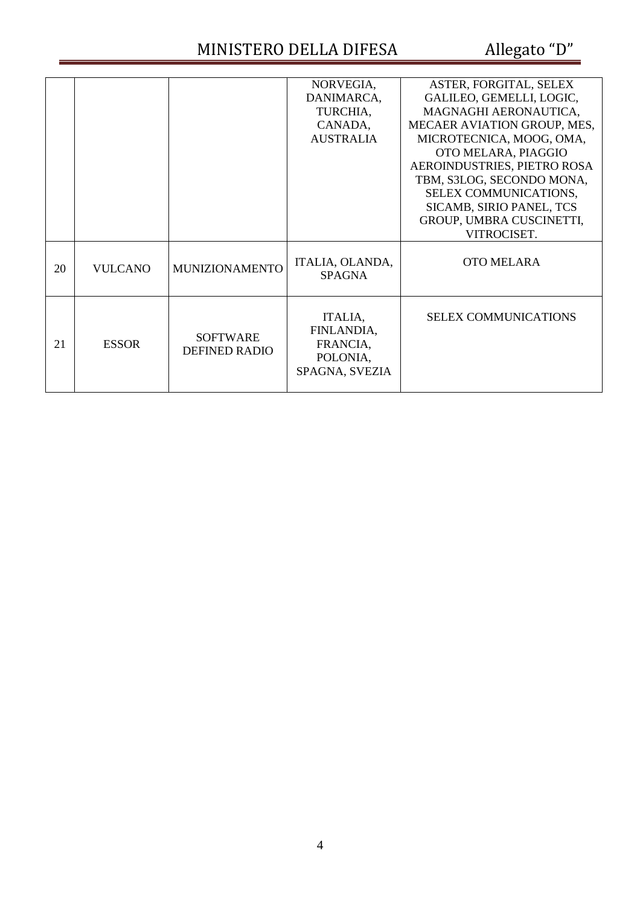| | | | | |
|---|---|---|---|---|
| | | | NORVEGIA, DANIMARCA, TURCHIA, CANADA, AUSTRALIA | ASTER, FORGITAL, SELEX GALILEO, GEMELLI, LOGIC, MAGNAGHI AERONAUTICA, MECAER AVIATION GROUP, MES, MICROTECNICA, MOOG, OMA, OTO MELARA, PIAGGIO AEROINDUSTRIES, PIETRO ROSA TBM, S3LOG, SECONDO MONA, SELEX COMMUNICATIONS, SICAMB, SIRIO PANEL, TCS GROUP, UMBRA CUSCINETTI, VITROCISET. |
| 20 | VULCANO | MUNIZIONAMENTO | ITALIA, OLANDA, SPAGNA | OTO MELARA |
| 21 | ESSOR | SOFTWARE DEFINED RADIO | ITALIA, FINLANDIA, FRANCIA, POLONIA, SPAGNA, SVEZIA | SELEX COMMUNICATIONS |